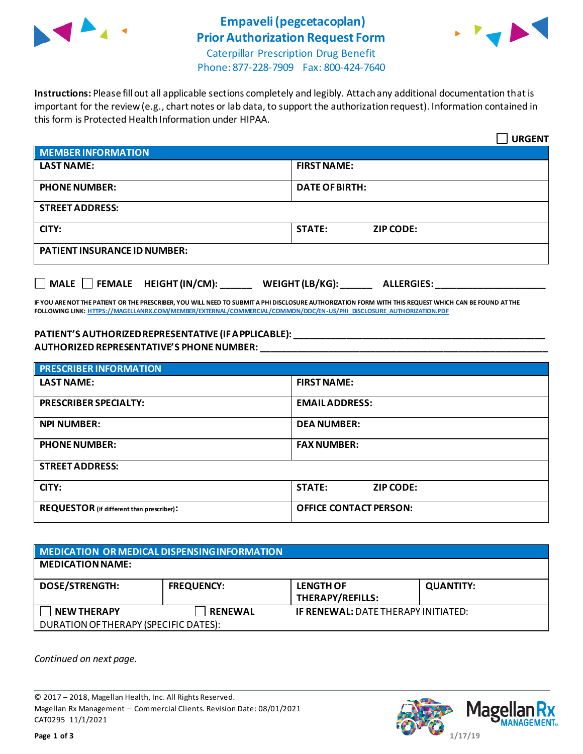# Empaveli (pegcetacoplan) Prior Authorization Request Form

Caterpillar Prescription Drug Benefit
Phone: 877-228-7909   Fax: 800-424-7640

**Instructions:** Please fill out all applicable sections completely and legibly. Attach any additional documentation that is important for the review (e.g., chart notes or lab data, to support the authorization request). Information contained in this form is Protected Health Information under HIPAA.

☐ **URGENT**

| MEMBER INFORMATION | |
|---|---|
| **LAST NAME:** | **FIRST NAME:** |
| **PHONE NUMBER:** | **DATE OF BIRTH:** |
| **STREET ADDRESS:** | |
| **CITY:** | **STATE:**   **ZIP CODE:** |
| **PATIENT INSURANCE ID NUMBER:** | |

☐ **MALE** ☐ **FEMALE** **HEIGHT (IN/CM):** ______ **WEIGHT (LB/KG):** ______ **ALLERGIES:** ____________________

**IF YOU ARE NOT THE PATIENT OR THE PRESCRIBER, YOU WILL NEED TO SUBMIT A PHI DISCLOSURE AUTHORIZATION FORM WITH THIS REQUEST WHICH CAN BE FOUND AT THE FOLLOWING LINK:** HTTPS://MAGELLANRX.COM/MEMBER/EXTERNAL/COMMERCIAL/COMMON/DOC/EN-US/PHI_DISCLOSURE_AUTHORIZATION.PDF

**PATIENT'S AUTHORIZED REPRESENTATIVE (IF APPLICABLE):** ____________________________________________
**AUTHORIZED REPRESENTATIVE'S PHONE NUMBER:** ____________________________________________

| PRESCRIBER INFORMATION | |
|---|---|
| **LAST NAME:** | **FIRST NAME:** |
| **PRESCRIBER SPECIALTY:** | **EMAIL ADDRESS:** |
| **NPI NUMBER:** | **DEA NUMBER:** |
| **PHONE NUMBER:** | **FAX NUMBER:** |
| **STREET ADDRESS:** | |
| **CITY:** | **STATE:**   **ZIP CODE:** |
| **REQUESTOR** (if different than prescriber)**:** | **OFFICE CONTACT PERSON:** |

| MEDICATION OR MEDICAL DISPENSING INFORMATION | | | |
|---|---|---|---|
| **MEDICATION NAME:** | | | |
| **DOSE/STRENGTH:** | **FREQUENCY:** | **LENGTH OF THERAPY/REFILLS:** | **QUANTITY:** |
| ☐ **NEW THERAPY** | ☐ **RENEWAL** | **IF RENEWAL:** DATE THERAPY INITIATED: | |
| DURATION OF THERAPY (SPECIFIC DATES): | | | |

*Continued on next page.*

© 2017 – 2018, Magellan Health, Inc. All Rights Reserved.
Magellan Rx Management – Commercial Clients. Revision Date: 08/01/2021
CAT0295 11/1/2021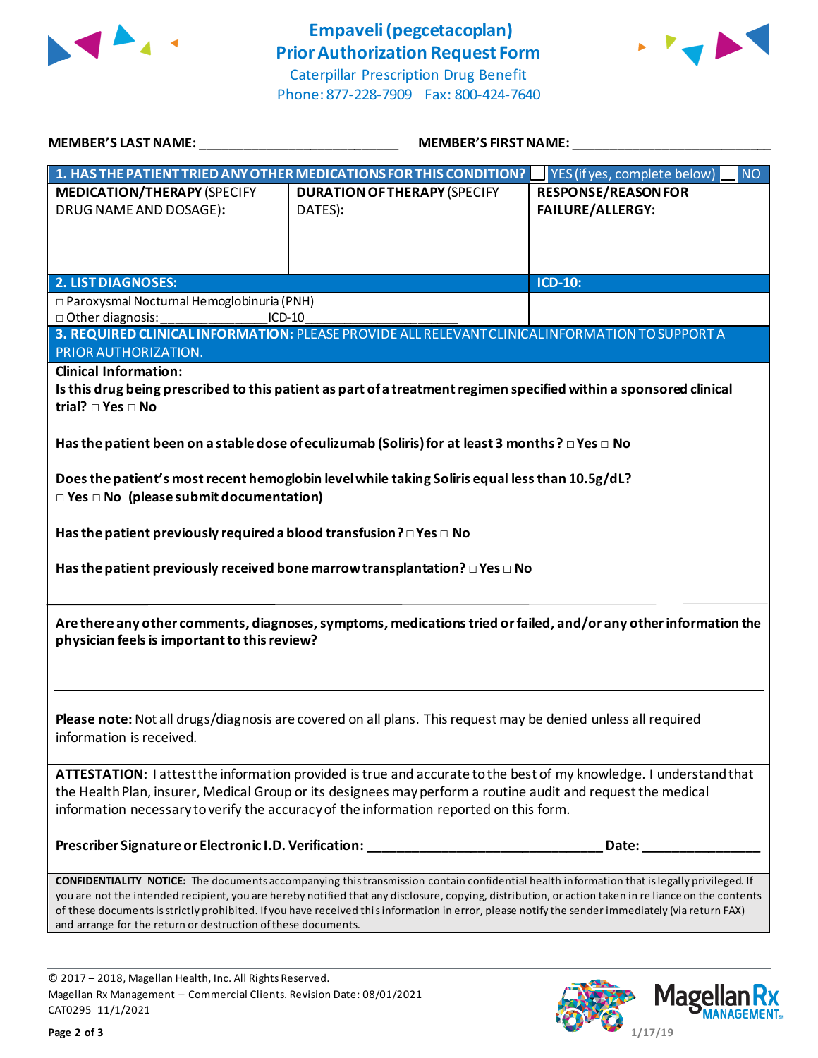# Empaveli (pegcetacoplan) Prior Authorization Request Form

Caterpillar Prescription Drug Benefit
Phone: 877-228-7909   Fax: 800-424-7640

**MEMBER'S LAST NAME:** ___________________________ **MEMBER'S FIRST NAME:** ___________________________

| **1. HAS THE PATIENT TRIED ANY OTHER MEDICATIONS FOR THIS CONDITION?** | | ☐ YES (if yes, complete below) ☐ NO |
|---|---|---|
| **MEDICATION/THERAPY** (SPECIFY DRUG NAME AND DOSAGE): | **DURATION OF THERAPY** (SPECIFY DATES): | **RESPONSE/REASON FOR FAILURE/ALLERGY:** |
| | | |

| **2. LIST DIAGNOSES:** | **ICD-10:** |
|---|---|
| □ Paroxysmal Nocturnal Hemoglobinuria (PNH)<br>□ Other diagnosis: ______________ICD-10_____________________ | |

**3. REQUIRED CLINICAL INFORMATION:** PLEASE PROVIDE ALL RELEVANT CLINICAL INFORMATION TO SUPPORT A PRIOR AUTHORIZATION.

**Clinical Information:**

**Is this drug being prescribed to this patient as part of a treatment regimen specified within a sponsored clinical trial?** □ Yes □ No

**Has the patient been on a stable dose of eculizumab (Soliris) for at least 3 months?** □ Yes □ No

**Does the patient's most recent hemoglobin level while taking Soliris equal less than 10.5g/dL?**
□ Yes □ No (please submit documentation)

**Has the patient previously required a blood transfusion?** □ Yes □ No

**Has the patient previously received bone marrow transplantation?** □ Yes □ No

**Are there any other comments, diagnoses, symptoms, medications tried or failed, and/or any other information the physician feels is important to this review?**

_______________________________________________________________________________

_______________________________________________________________________________

**Please note:** Not all drugs/diagnosis are covered on all plans. This request may be denied unless all required information is received.

**ATTESTATION:** I attest the information provided is true and accurate to the best of my knowledge. I understand that the Health Plan, insurer, Medical Group or its designees may perform a routine audit and request the medical information necessary to verify the accuracy of the information reported on this form.

**Prescriber Signature or Electronic I.D. Verification:** _______________________________ **Date:** ________________

**CONFIDENTIALITY NOTICE:** The documents accompanying this transmission contain confidential health information that is legally privileged. If you are not the intended recipient, you are hereby notified that any disclosure, copying, distribution, or action taken in reliance on the contents of these documents is strictly prohibited. If you have received this information in error, please notify the sender immediately (via return FAX) and arrange for the return or destruction of these documents.

© 2017 – 2018, Magellan Health, Inc. All Rights Reserved.
Magellan Rx Management – Commercial Clients. Revision Date: 08/01/2021
CAT0295 11/1/2021

1/17/19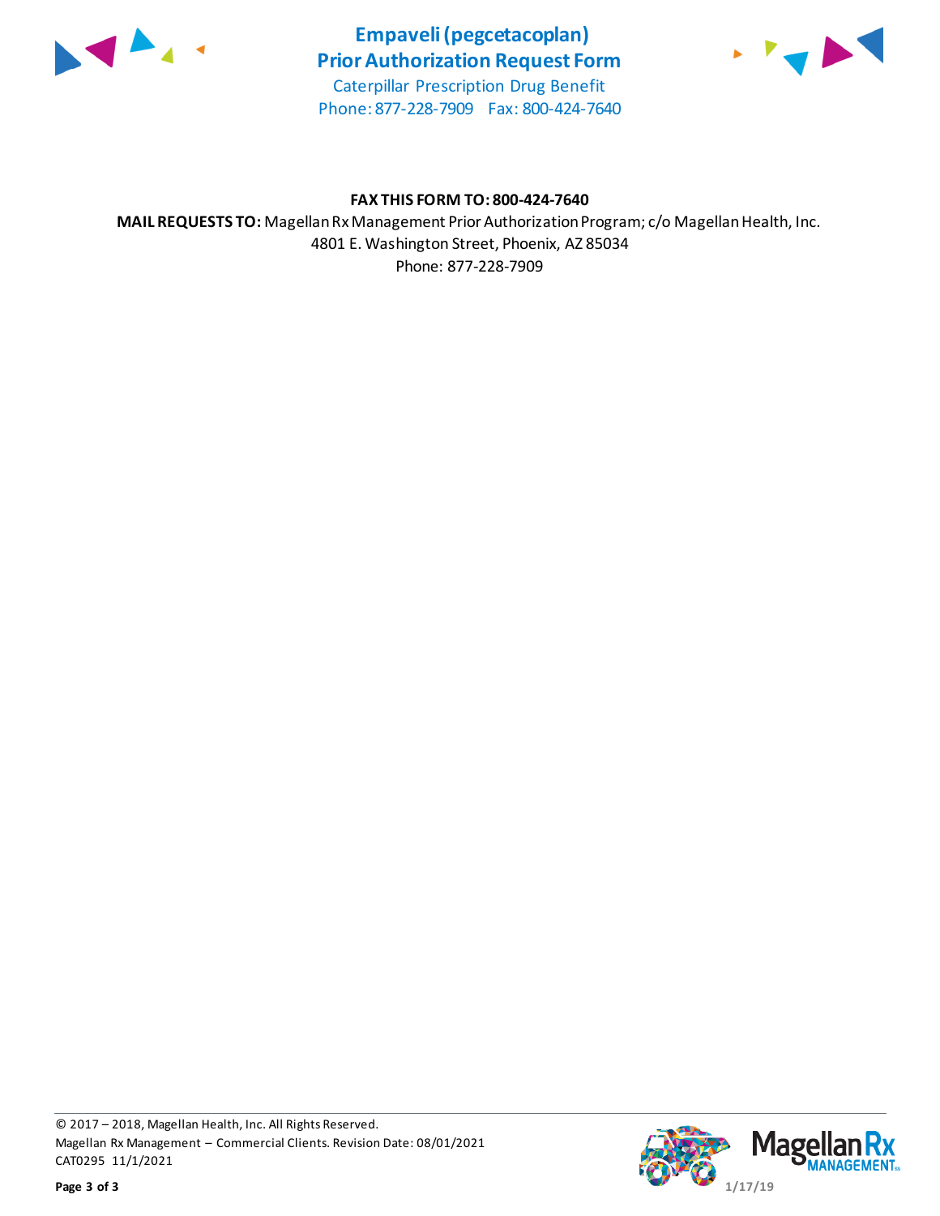**FAX THIS FORM TO: 800-424-7640**

**MAIL REQUESTS TO:** Magellan Rx Management Prior Authorization Program; c/o Magellan Health, Inc.
4801 E. Washington Street, Phoenix, AZ 85034
Phone: 877-228-7909